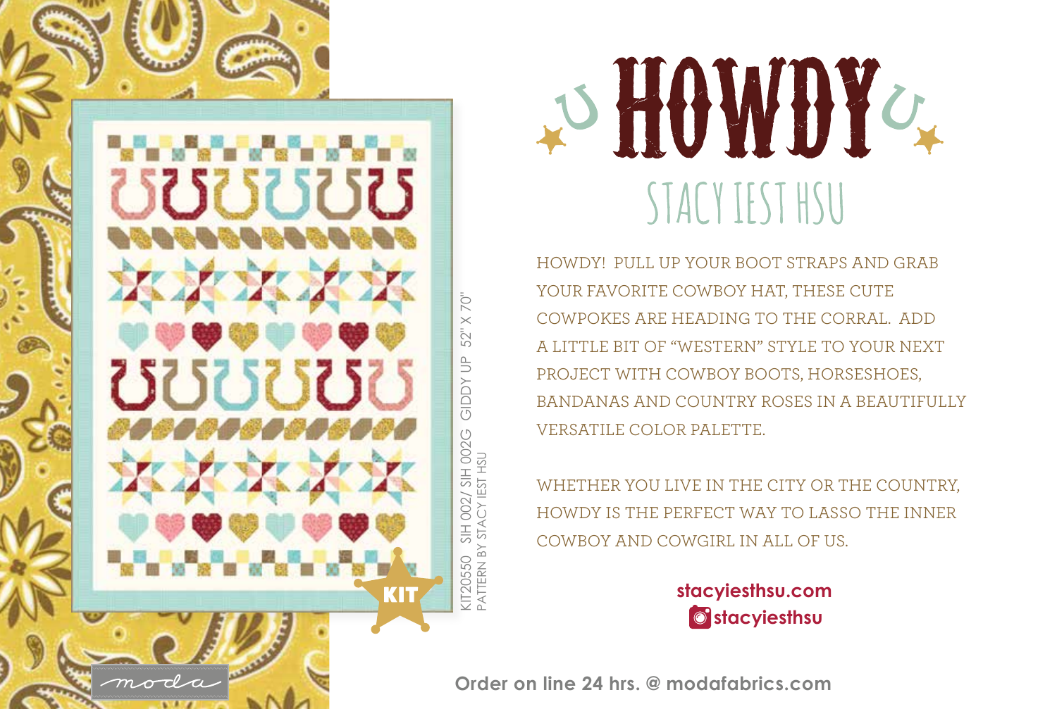# HOWDY

## STACY IEST HSU

HOWDY! PULL UP YOUR BOOT STRAPS AND GRAB YOUR FAVORITE COWBOY HAT, THESE CUTE COWPOKES ARE HEADING TO THE CORRAL. ADD A LITTLE BIT OF "WESTERN" STYLE TO YOUR NEXT PROJECT WITH COWBOY BOOTS, HORSESHOES, BANDANAS AND COUNTRY ROSES IN A BEAUTIFULLY VERSATILE COLOR PALETTE.

WHETHER YOU LIVE IN THE CITY OR THE COUNTRY, HOWDY IS THE PERFECT WAY TO LASSO THE INNER COWBOY AND COWGIRL IN ALL OF US.

KIT

KIT20550 SIH 002/ SIH 002G GIDDY UP 52" X 70"
PATTERN BY STACY IEST HSU

**stacyiesthsu.com**

**stacyiesthsu**

moda

**Order on line 24 hrs. @ modafabrics.com**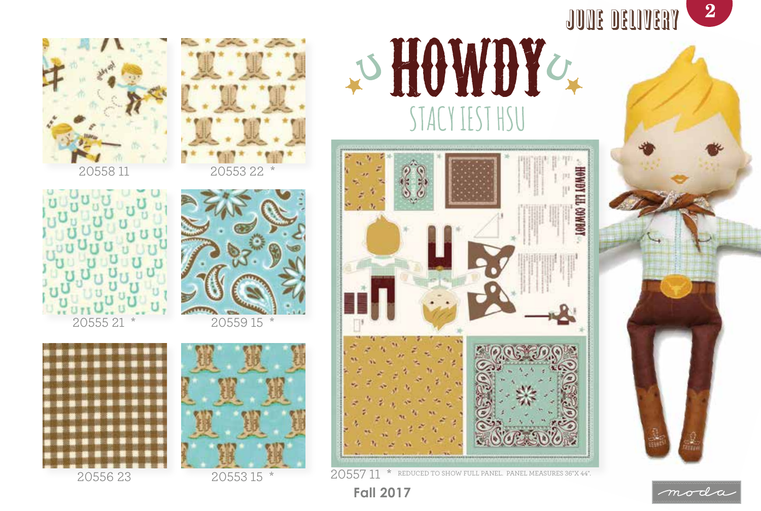JUNE DELIVERY

# HOWDY

## STACY IEST HSU

20558 11

20553 22 *

20555 21 *

20559 15 *

20556 23

20553 15 *

20557 11 * REDUCED TO SHOW FULL PANEL. PANEL MEASURES 36"X 44".

**Fall 2017**

moda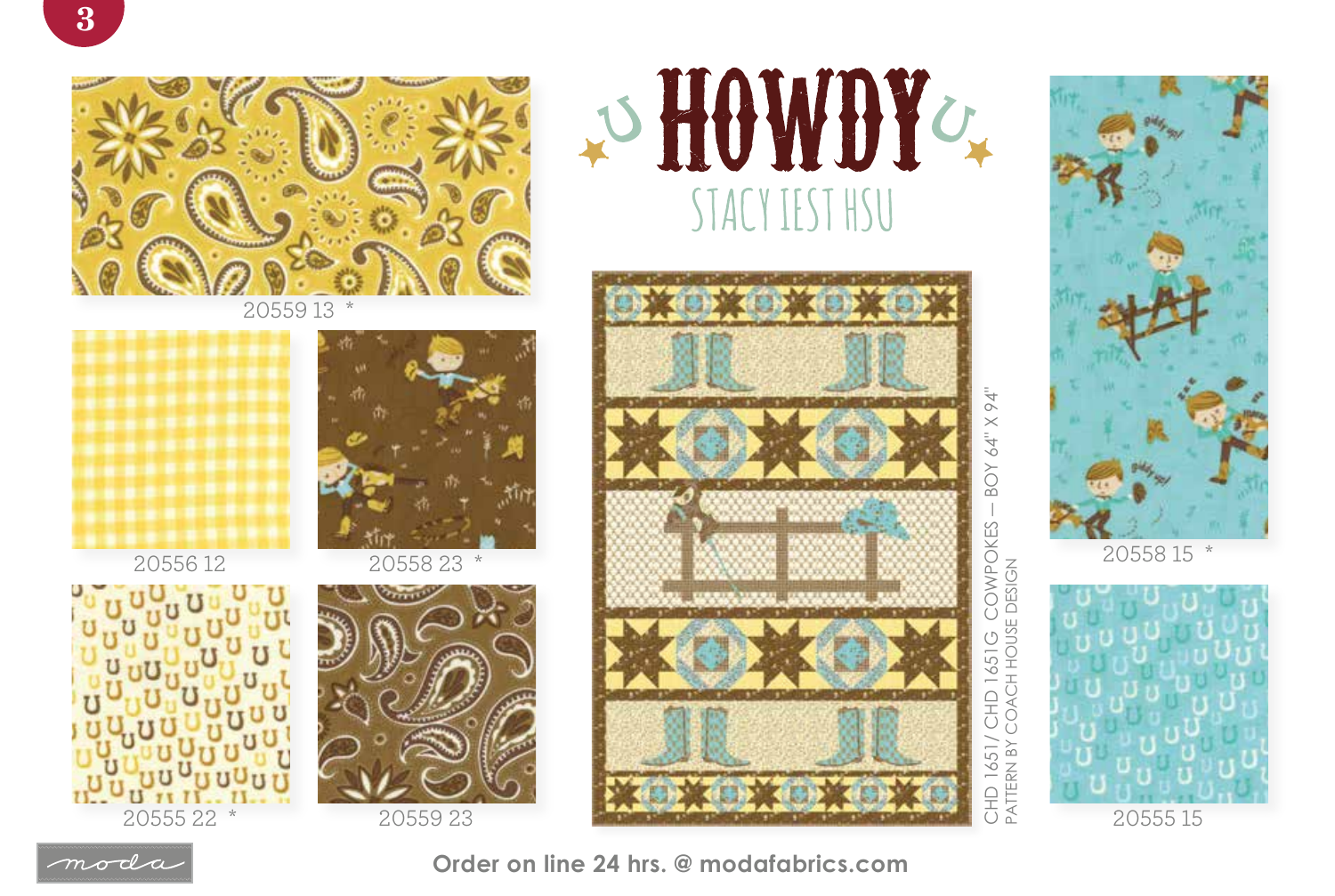# HOWDY

## STACY IEST HSU

20559 13 *

20556 12

20558 23 *

20555 22 *

20559 23

CHD 1651/ CHD 1651G COWPOKES – BOY 64" X 94"
PATTERN BY COACH HOUSE DESIGN

20558 15 *

20555 15

moda

Order on line 24 hrs. @ modafabrics.com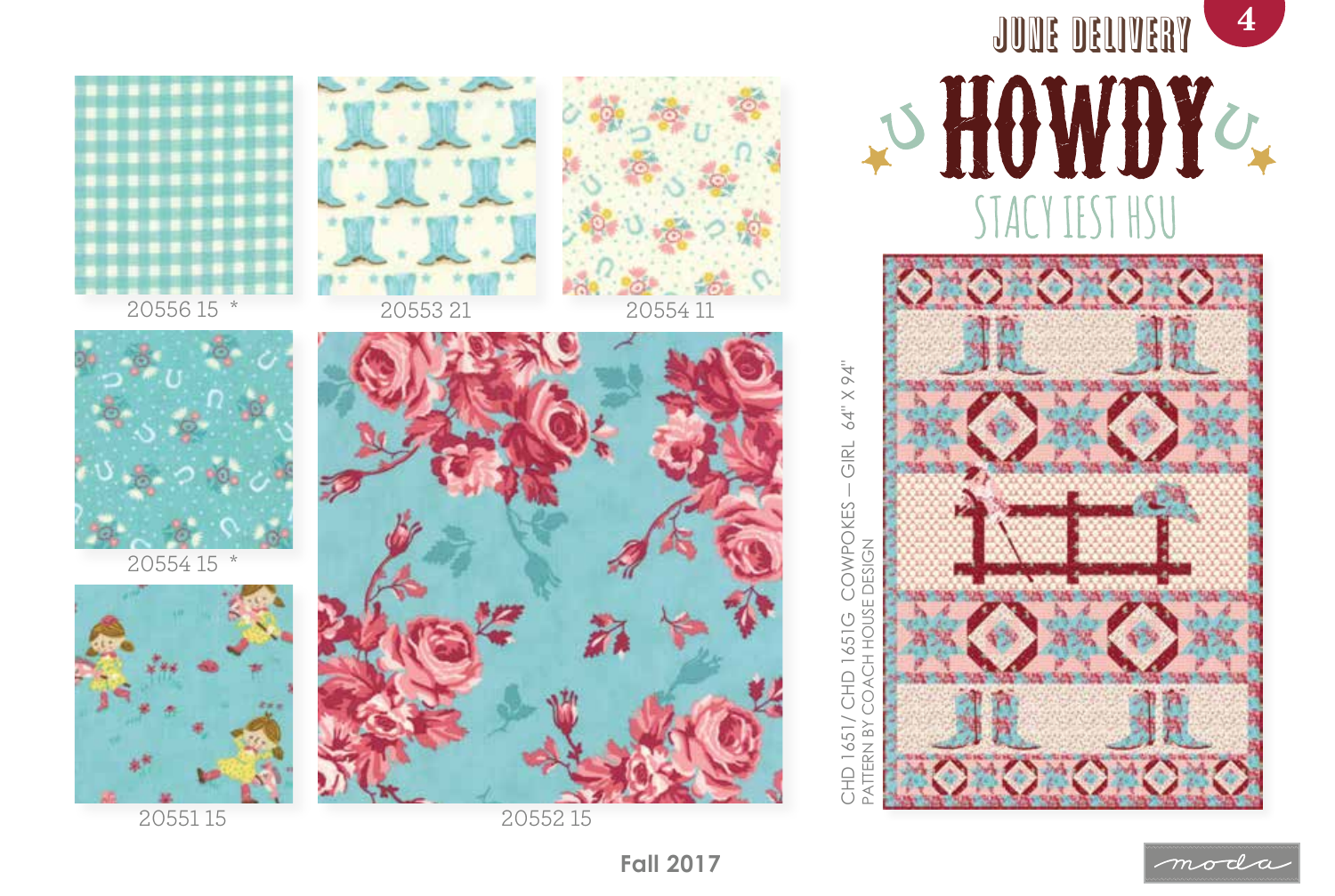JUNE DELIVERY

# HOWDY

STACY IEST HSU

20556 15 *

20553 21

20554 11

20554 15 *

20551 15

20552 15

CHD 1651/ CHD 1651G COWPOKES – GIRL 64" X 94"
PATTERN BY COACH HOUSE DESIGN

Fall 2017

moda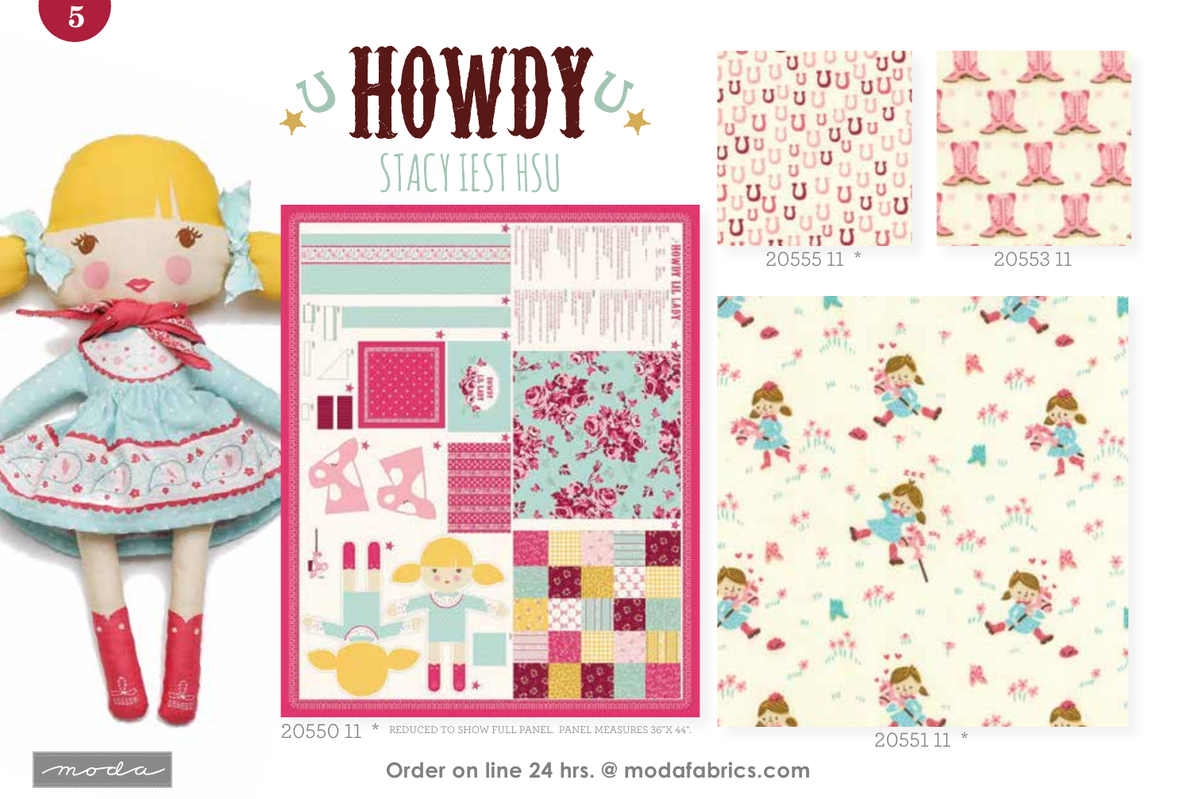# HOWDY

STACY IEST HSU

20555 11 *

20553 11

20550 11 * REDUCED TO SHOW FULL PANEL. PANEL MEASURES 36"X 44".

20551 11 *

Order on line 24 hrs. @ modafabrics.com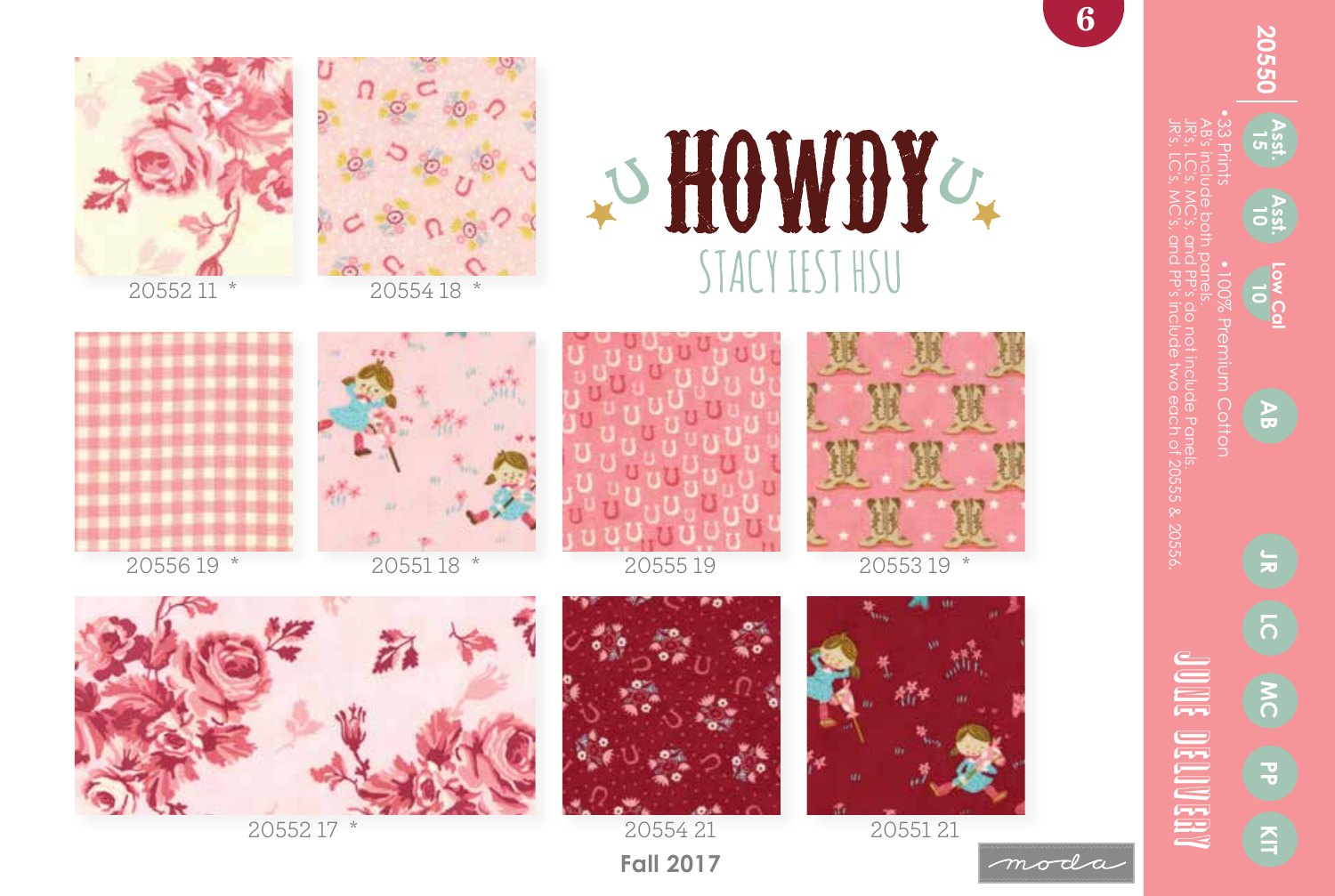# HOWDY

## STACY IEST HSU

20552 11 *

20554 18 *

20556 19 *

20551 18 *

20555 19

20553 19 *

20552 17 *

20554 21

20551 21

**Fall 2017**

moda

**20550**

Asst. 15

Asst. 10

Low Cal 10

AB

JR

LC

MC

PP

KIT

• 33 Prints • 100% Premium Cotton

AB's include both panels.

JR's, LC's, MC's, and PP's do not include Panels.

JR's, LC's, MC's, and PP's include two each of 20555 & 20556.

JUNE DELIVERY